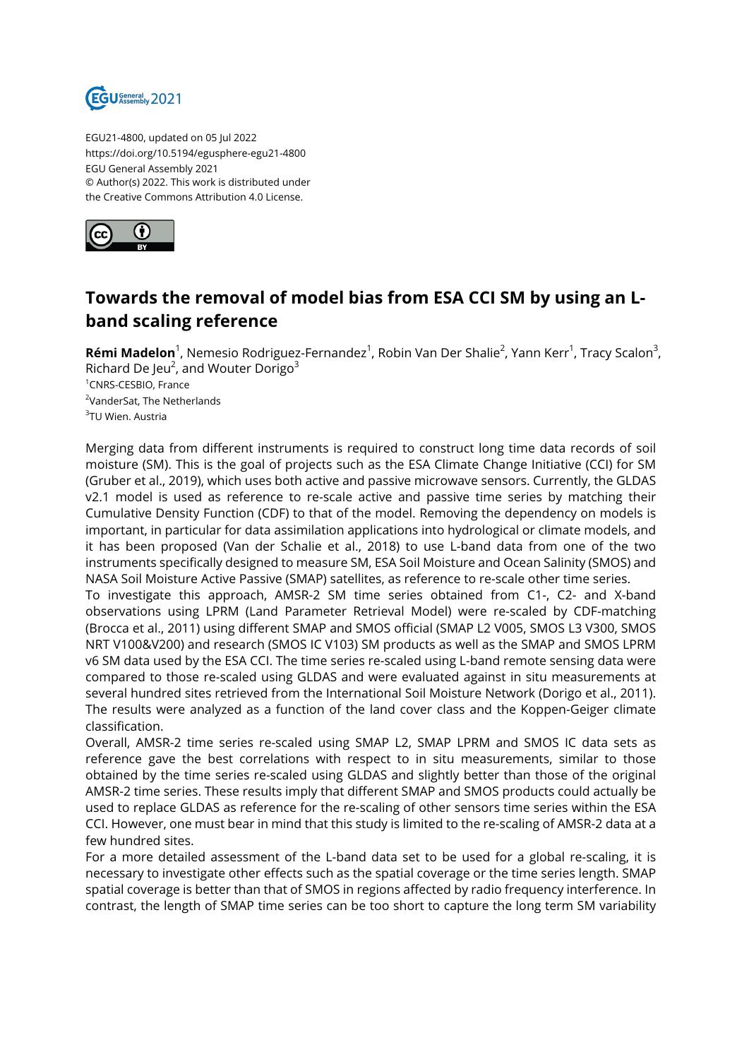EGU21-4800, updated on 05 Jul 2022
https://doi.org/10.5194/egusphere-egu21-4800
EGU General Assembly 2021
© Author(s) 2022. This work is distributed under
the Creative Commons Attribution 4.0 License.

# Towards the removal of model bias from ESA CCI SM by using an L-band scaling reference

**Rémi Madelon**[1], Nemesio Rodriguez-Fernandez[1], Robin Van Der Shalie[2], Yann Kerr[1], Tracy Scalon[3], Richard De Jeu[2], and Wouter Dorigo[3]

[1]CNRS-CESBIO, France
[2]VanderSat, The Netherlands
[3]TU Wien. Austria

Merging data from different instruments is required to construct long time data records of soil moisture (SM). This is the goal of projects such as the ESA Climate Change Initiative (CCI) for SM (Gruber et al., 2019), which uses both active and passive microwave sensors. Currently, the GLDAS v2.1 model is used as reference to re-scale active and passive time series by matching their Cumulative Density Function (CDF) to that of the model. Removing the dependency on models is important, in particular for data assimilation applications into hydrological or climate models, and it has been proposed (Van der Schalie et al., 2018) to use L-band data from one of the two instruments specifically designed to measure SM, ESA Soil Moisture and Ocean Salinity (SMOS) and NASA Soil Moisture Active Passive (SMAP) satellites, as reference to re-scale other time series.
To investigate this approach, AMSR-2 SM time series obtained from C1-, C2- and X-band observations using LPRM (Land Parameter Retrieval Model) were re-scaled by CDF-matching (Brocca et al., 2011) using different SMAP and SMOS official (SMAP L2 V005, SMOS L3 V300, SMOS NRT V100&V200) and research (SMOS IC V103) SM products as well as the SMAP and SMOS LPRM v6 SM data used by the ESA CCI. The time series re-scaled using L-band remote sensing data were compared to those re-scaled using GLDAS and were evaluated against in situ measurements at several hundred sites retrieved from the International Soil Moisture Network (Dorigo et al., 2011). The results were analyzed as a function of the land cover class and the Koppen-Geiger climate classification.
Overall, AMSR-2 time series re-scaled using SMAP L2, SMAP LPRM and SMOS IC data sets as reference gave the best correlations with respect to in situ measurements, similar to those obtained by the time series re-scaled using GLDAS and slightly better than those of the original AMSR-2 time series. These results imply that different SMAP and SMOS products could actually be used to replace GLDAS as reference for the re-scaling of other sensors time series within the ESA CCI. However, one must bear in mind that this study is limited to the re-scaling of AMSR-2 data at a few hundred sites.
For a more detailed assessment of the L-band data set to be used for a global re-scaling, it is necessary to investigate other effects such as the spatial coverage or the time series length. SMAP spatial coverage is better than that of SMOS in regions affected by radio frequency interference. In contrast, the length of SMAP time series can be too short to capture the long term SM variability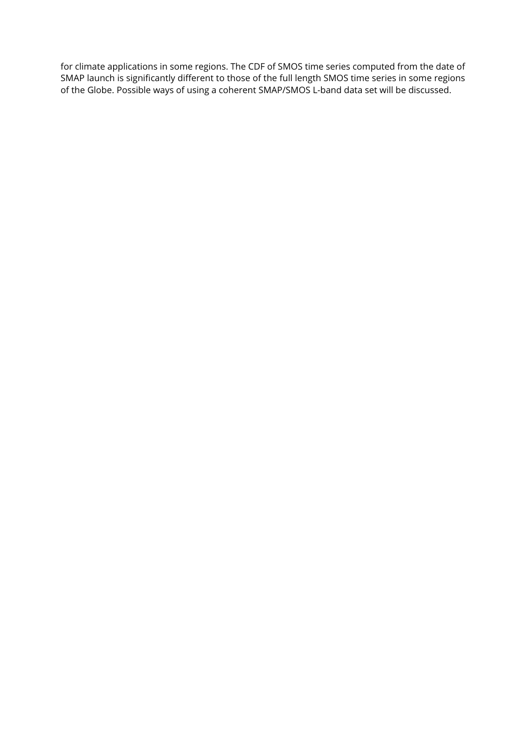for climate applications in some regions. The CDF of SMOS time series computed from the date of SMAP launch is significantly different to those of the full length SMOS time series in some regions of the Globe. Possible ways of using a coherent SMAP/SMOS L-band data set will be discussed.